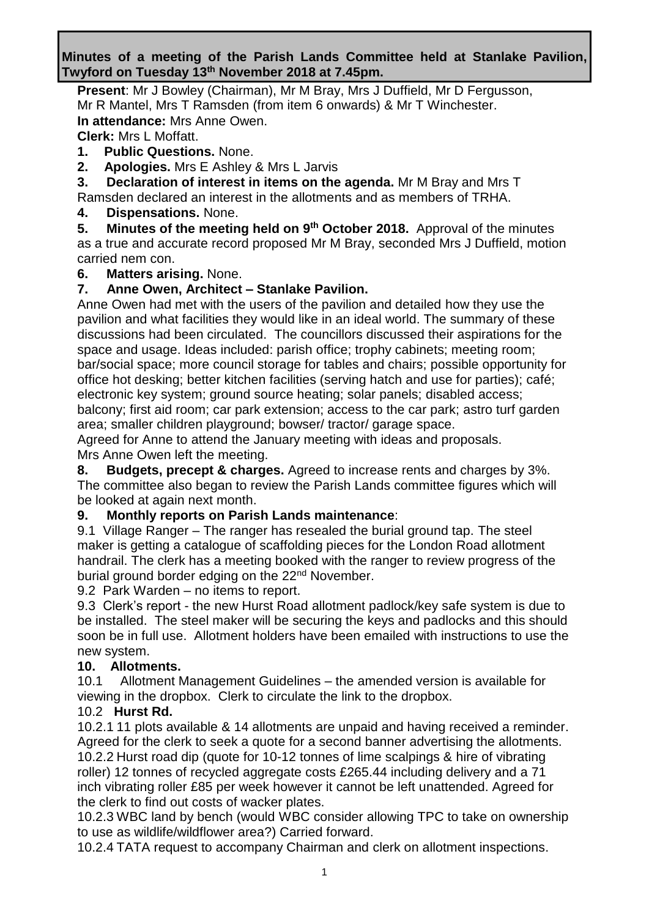**Minutes of a meeting of the Parish Lands Committee held at Stanlake Pavilion, Twyford on Tuesday 13th November 2018 at 7.45pm.**

**Present**: Mr J Bowley (Chairman), Mr M Bray, Mrs J Duffield, Mr D Fergusson, Mr R Mantel, Mrs T Ramsden (from item 6 onwards) & Mr T Winchester.

**In attendance:** Mrs Anne Owen.

**Clerk:** Mrs L Moffatt.

1. **Public Questions.** None.
2. **Apologies.** Mrs E Ashley & Mrs L Jarvis
3. **Declaration of interest in items on the agenda.** Mr M Bray and Mrs T Ramsden declared an interest in the allotments and as members of TRHA.
4. **Dispensations.** None.
5. **Minutes of the meeting held on 9th October 2018.** Approval of the minutes as a true and accurate record proposed Mr M Bray, seconded Mrs J Duffield, motion carried nem con.
6. **Matters arising.** None.
7. **Anne Owen, Architect – Stanlake Pavilion.**

Anne Owen had met with the users of the pavilion and detailed how they use the pavilion and what facilities they would like in an ideal world. The summary of these discussions had been circulated. The councillors discussed their aspirations for the space and usage. Ideas included: parish office; trophy cabinets; meeting room; bar/social space; more council storage for tables and chairs; possible opportunity for office hot desking; better kitchen facilities (serving hatch and use for parties); café; electronic key system; ground source heating; solar panels; disabled access; balcony; first aid room; car park extension; access to the car park; astro turf garden area; smaller children playground; bowser/ tractor/ garage space.

Agreed for Anne to attend the January meeting with ideas and proposals.

Mrs Anne Owen left the meeting.

8. **Budgets, precept & charges.** Agreed to increase rents and charges by 3%. The committee also began to review the Parish Lands committee figures which will be looked at again next month.
9. **Monthly reports on Parish Lands maintenance**:

9.1 Village Ranger – The ranger has resealed the burial ground tap. The steel maker is getting a catalogue of scaffolding pieces for the London Road allotment handrail. The clerk has a meeting booked with the ranger to review progress of the burial ground border edging on the 22nd November.

9.2 Park Warden – no items to report.

9.3 Clerk's report - the new Hurst Road allotment padlock/key safe system is due to be installed. The steel maker will be securing the keys and padlocks and this should soon be in full use. Allotment holders have been emailed with instructions to use the new system.

10. **Allotments.**

10.1 Allotment Management Guidelines – the amended version is available for viewing in the dropbox. Clerk to circulate the link to the dropbox.

10.2 **Hurst Rd.**

10.2.1 11 plots available & 14 allotments are unpaid and having received a reminder. Agreed for the clerk to seek a quote for a second banner advertising the allotments.

10.2.2 Hurst road dip (quote for 10-12 tonnes of lime scalpings & hire of vibrating roller) 12 tonnes of recycled aggregate costs £265.44 including delivery and a 71 inch vibrating roller £85 per week however it cannot be left unattended. Agreed for the clerk to find out costs of wacker plates.

10.2.3 WBC land by bench (would WBC consider allowing TPC to take on ownership to use as wildlife/wildflower area?) Carried forward.

10.2.4 TATA request to accompany Chairman and clerk on allotment inspections.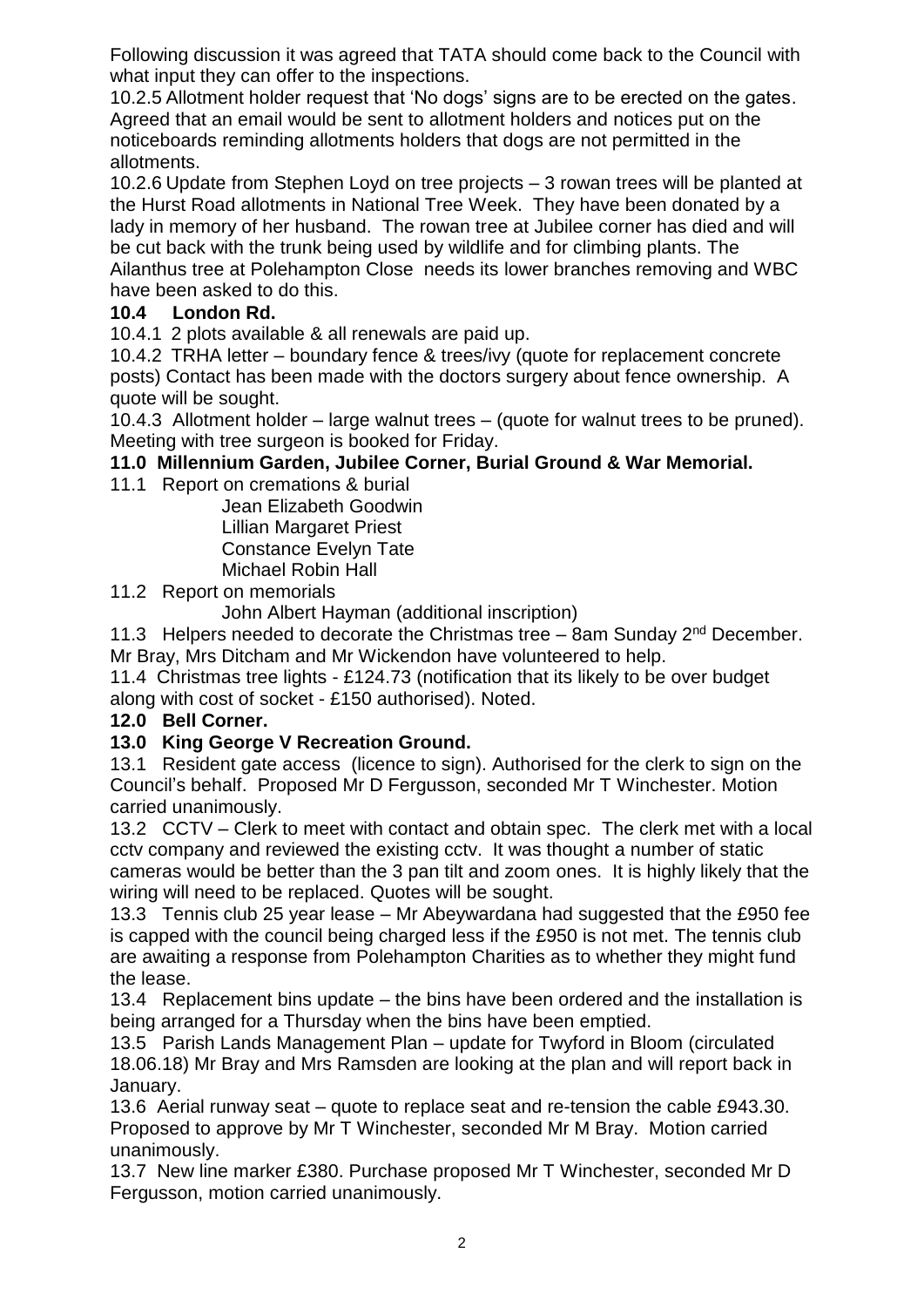Following discussion it was agreed that TATA should come back to the Council with what input they can offer to the inspections.

10.2.5 Allotment holder request that 'No dogs' signs are to be erected on the gates. Agreed that an email would be sent to allotment holders and notices put on the noticeboards reminding allotments holders that dogs are not permitted in the allotments.

10.2.6 Update from Stephen Loyd on tree projects – 3 rowan trees will be planted at the Hurst Road allotments in National Tree Week. They have been donated by a lady in memory of her husband. The rowan tree at Jubilee corner has died and will be cut back with the trunk being used by wildlife and for climbing plants. The Ailanthus tree at Polehampton Close needs its lower branches removing and WBC have been asked to do this.

**10.4 London Rd.**

10.4.1 2 plots available & all renewals are paid up.

10.4.2 TRHA letter – boundary fence & trees/ivy (quote for replacement concrete posts) Contact has been made with the doctors surgery about fence ownership. A quote will be sought.

10.4.3 Allotment holder – large walnut trees – (quote for walnut trees to be pruned). Meeting with tree surgeon is booked for Friday.

**11.0 Millennium Garden, Jubilee Corner, Burial Ground & War Memorial.**

11.1 Report on cremations & burial

Jean Elizabeth Goodwin
Lillian Margaret Priest
Constance Evelyn Tate
Michael Robin Hall

11.2 Report on memorials

John Albert Hayman (additional inscription)

11.3 Helpers needed to decorate the Christmas tree – 8am Sunday 2nd December. Mr Bray, Mrs Ditcham and Mr Wickendon have volunteered to help.

11.4 Christmas tree lights - £124.73 (notification that its likely to be over budget along with cost of socket - £150 authorised). Noted.

**12.0 Bell Corner.**

**13.0 King George V Recreation Ground.**

13.1 Resident gate access (licence to sign). Authorised for the clerk to sign on the Council's behalf. Proposed Mr D Fergusson, seconded Mr T Winchester. Motion carried unanimously.

13.2 CCTV – Clerk to meet with contact and obtain spec. The clerk met with a local cctv company and reviewed the existing cctv. It was thought a number of static cameras would be better than the 3 pan tilt and zoom ones. It is highly likely that the wiring will need to be replaced. Quotes will be sought.

13.3 Tennis club 25 year lease – Mr Abeywardana had suggested that the £950 fee is capped with the council being charged less if the £950 is not met. The tennis club are awaiting a response from Polehampton Charities as to whether they might fund the lease.

13.4 Replacement bins update – the bins have been ordered and the installation is being arranged for a Thursday when the bins have been emptied.

13.5 Parish Lands Management Plan – update for Twyford in Bloom (circulated 18.06.18) Mr Bray and Mrs Ramsden are looking at the plan and will report back in January.

13.6 Aerial runway seat – quote to replace seat and re-tension the cable £943.30. Proposed to approve by Mr T Winchester, seconded Mr M Bray. Motion carried unanimously.

13.7 New line marker £380. Purchase proposed Mr T Winchester, seconded Mr D Fergusson, motion carried unanimously.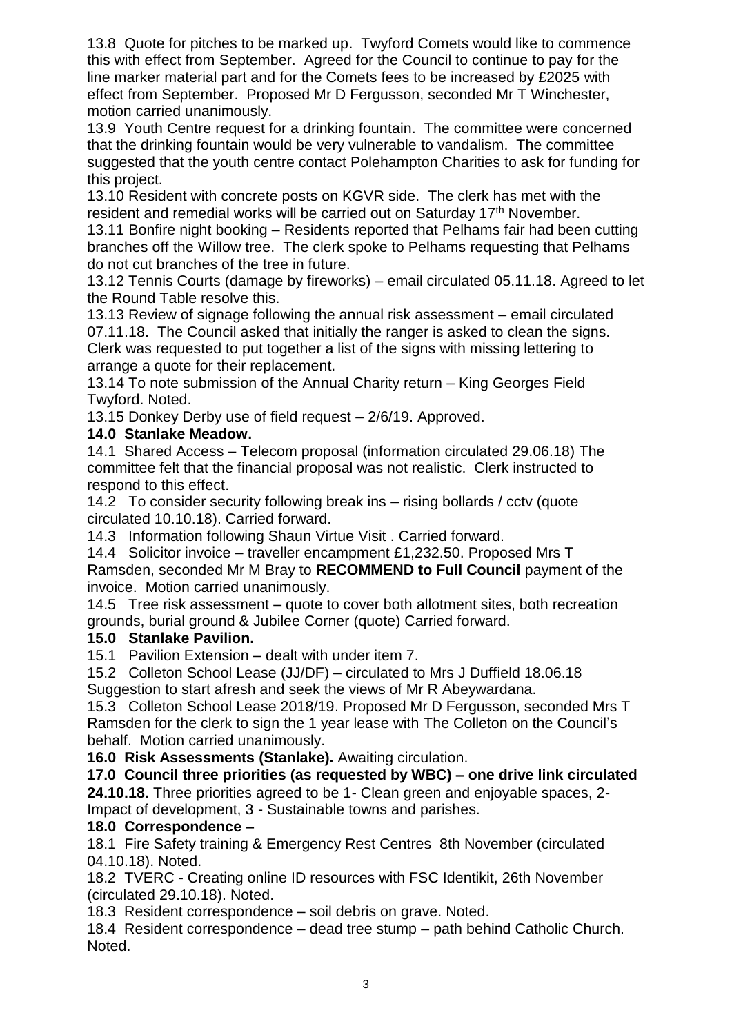13.8 Quote for pitches to be marked up. Twyford Comets would like to commence this with effect from September. Agreed for the Council to continue to pay for the line marker material part and for the Comets fees to be increased by £2025 with effect from September. Proposed Mr D Fergusson, seconded Mr T Winchester, motion carried unanimously.

13.9 Youth Centre request for a drinking fountain. The committee were concerned that the drinking fountain would be very vulnerable to vandalism. The committee suggested that the youth centre contact Polehampton Charities to ask for funding for this project.

13.10 Resident with concrete posts on KGVR side. The clerk has met with the resident and remedial works will be carried out on Saturday 17th November.

13.11 Bonfire night booking – Residents reported that Pelhams fair had been cutting branches off the Willow tree. The clerk spoke to Pelhams requesting that Pelhams do not cut branches of the tree in future.

13.12 Tennis Courts (damage by fireworks) – email circulated 05.11.18. Agreed to let the Round Table resolve this.

13.13 Review of signage following the annual risk assessment – email circulated 07.11.18. The Council asked that initially the ranger is asked to clean the signs. Clerk was requested to put together a list of the signs with missing lettering to arrange a quote for their replacement.

13.14 To note submission of the Annual Charity return – King Georges Field Twyford. Noted.

13.15 Donkey Derby use of field request – 2/6/19. Approved.

**14.0 Stanlake Meadow.**

14.1 Shared Access – Telecom proposal (information circulated 29.06.18) The committee felt that the financial proposal was not realistic. Clerk instructed to respond to this effect.

14.2 To consider security following break ins – rising bollards / cctv (quote circulated 10.10.18). Carried forward.

14.3 Information following Shaun Virtue Visit . Carried forward.

14.4 Solicitor invoice – traveller encampment £1,232.50. Proposed Mrs T Ramsden, seconded Mr M Bray to **RECOMMEND to Full Council** payment of the invoice. Motion carried unanimously.

14.5 Tree risk assessment – quote to cover both allotment sites, both recreation grounds, burial ground & Jubilee Corner (quote) Carried forward.

**15.0 Stanlake Pavilion.**

15.1 Pavilion Extension – dealt with under item 7.

15.2 Colleton School Lease (JJ/DF) – circulated to Mrs J Duffield 18.06.18 Suggestion to start afresh and seek the views of Mr R Abeywardana.

15.3 Colleton School Lease 2018/19. Proposed Mr D Fergusson, seconded Mrs T Ramsden for the clerk to sign the 1 year lease with The Colleton on the Council's behalf. Motion carried unanimously.

**16.0 Risk Assessments (Stanlake).** Awaiting circulation.

**17.0 Council three priorities (as requested by WBC) – one drive link circulated 24.10.18.** Three priorities agreed to be 1- Clean green and enjoyable spaces, 2- Impact of development, 3 - Sustainable towns and parishes.

**18.0 Correspondence –**

18.1 Fire Safety training & Emergency Rest Centres 8th November (circulated 04.10.18). Noted.

18.2 TVERC - Creating online ID resources with FSC Identikit, 26th November (circulated 29.10.18). Noted.

18.3 Resident correspondence – soil debris on grave. Noted.

18.4 Resident correspondence – dead tree stump – path behind Catholic Church. Noted.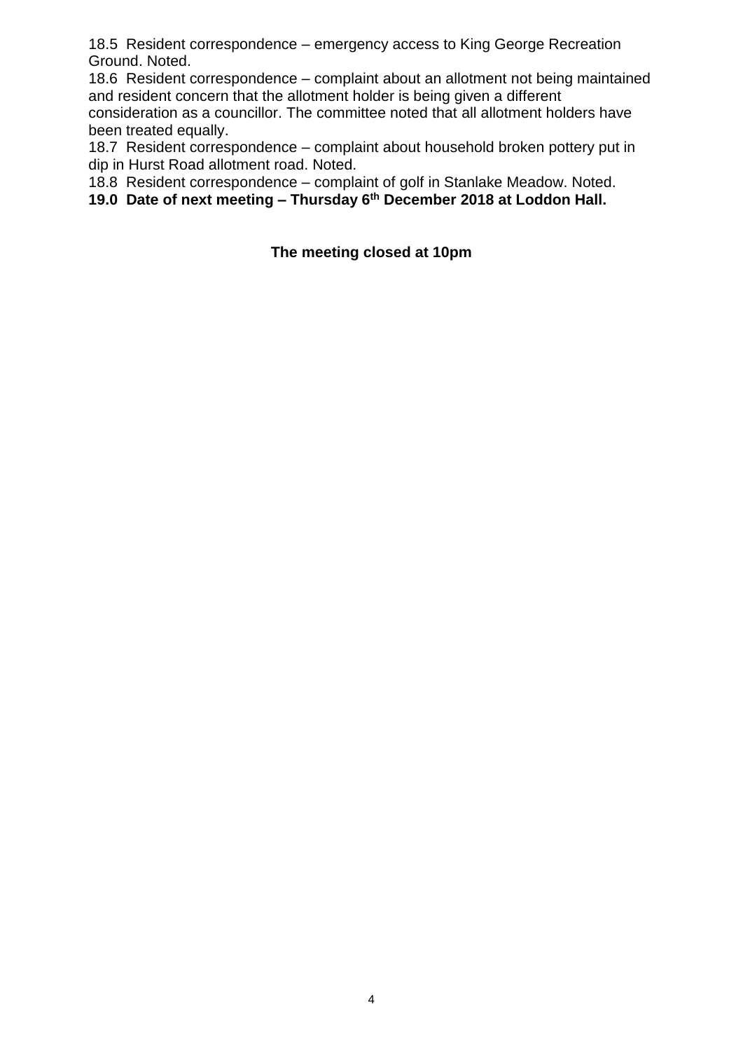18.5 Resident correspondence – emergency access to King George Recreation Ground. Noted.

18.6 Resident correspondence – complaint about an allotment not being maintained and resident concern that the allotment holder is being given a different consideration as a councillor. The committee noted that all allotment holders have been treated equally.

18.7 Resident correspondence – complaint about household broken pottery put in dip in Hurst Road allotment road. Noted.

18.8 Resident correspondence – complaint of golf in Stanlake Meadow. Noted.

**19.0 Date of next meeting – Thursday 6th December 2018 at Loddon Hall.**

**The meeting closed at 10pm**